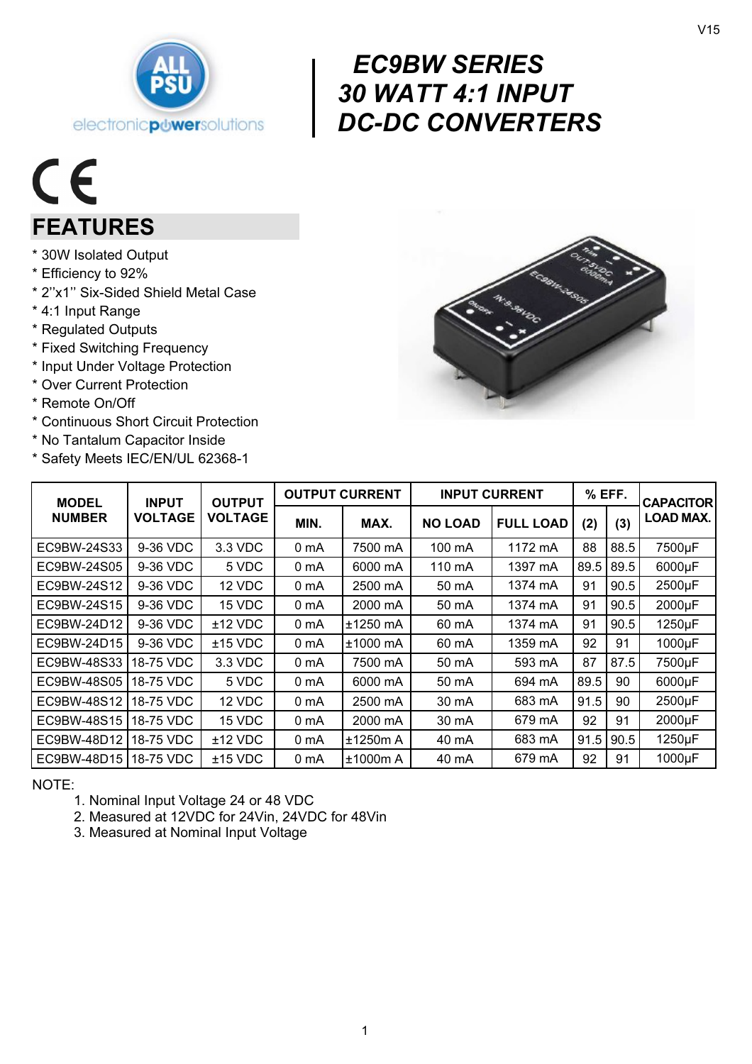# EC9BW SERIES 30 WATT 4:1 INPUT DC-DC CONVERTERS

## FEATURES

* 30W Isolated Output
* Efficiency to 92%
* 2''x1'' Six-Sided Shield Metal Case
* 4:1 Input Range
* Regulated Outputs
* Fixed Switching Frequency
* Input Under Voltage Protection
* Over Current Protection
* Remote On/Off
* Continuous Short Circuit Protection
* No Tantalum Capacitor Inside
* Safety Meets IEC/EN/UL 62368-1

| MODEL NUMBER | INPUT VOLTAGE | OUTPUT VOLTAGE | OUTPUT CURRENT | | INPUT CURRENT | | % EFF. | | CAPACITOR LOAD MAX. |
|---|---|---|---|---|---|---|---|---|---|
| | | | MIN. | MAX. | NO LOAD | FULL LOAD | (2) | (3) | |
| EC9BW-24S33 | 9-36 VDC | 3.3 VDC | 0 mA | 7500 mA | 100 mA | 1172 mA | 88 | 88.5 | 7500µF |
| EC9BW-24S05 | 9-36 VDC | 5 VDC | 0 mA | 6000 mA | 110 mA | 1397 mA | 89.5 | 89.5 | 6000µF |
| EC9BW-24S12 | 9-36 VDC | 12 VDC | 0 mA | 2500 mA | 50 mA | 1374 mA | 91 | 90.5 | 2500µF |
| EC9BW-24S15 | 9-36 VDC | 15 VDC | 0 mA | 2000 mA | 50 mA | 1374 mA | 91 | 90.5 | 2000µF |
| EC9BW-24D12 | 9-36 VDC | ±12 VDC | 0 mA | ±1250 mA | 60 mA | 1374 mA | 91 | 90.5 | 1250µF |
| EC9BW-24D15 | 9-36 VDC | ±15 VDC | 0 mA | ±1000 mA | 60 mA | 1359 mA | 92 | 91 | 1000µF |
| EC9BW-48S33 | 18-75 VDC | 3.3 VDC | 0 mA | 7500 mA | 50 mA | 593 mA | 87 | 87.5 | 7500µF |
| EC9BW-48S05 | 18-75 VDC | 5 VDC | 0 mA | 6000 mA | 50 mA | 694 mA | 89.5 | 90 | 6000µF |
| EC9BW-48S12 | 18-75 VDC | 12 VDC | 0 mA | 2500 mA | 30 mA | 683 mA | 91.5 | 90 | 2500µF |
| EC9BW-48S15 | 18-75 VDC | 15 VDC | 0 mA | 2000 mA | 30 mA | 679 mA | 92 | 91 | 2000µF |
| EC9BW-48D12 | 18-75 VDC | ±12 VDC | 0 mA | ±1250m A | 40 mA | 683 mA | 91.5 | 90.5 | 1250µF |
| EC9BW-48D15 | 18-75 VDC | ±15 VDC | 0 mA | ±1000m A | 40 mA | 679 mA | 92 | 91 | 1000µF |

NOTE:

1. Nominal Input Voltage 24 or 48 VDC
2. Measured at 12VDC for 24Vin, 24VDC for 48Vin
3. Measured at Nominal Input Voltage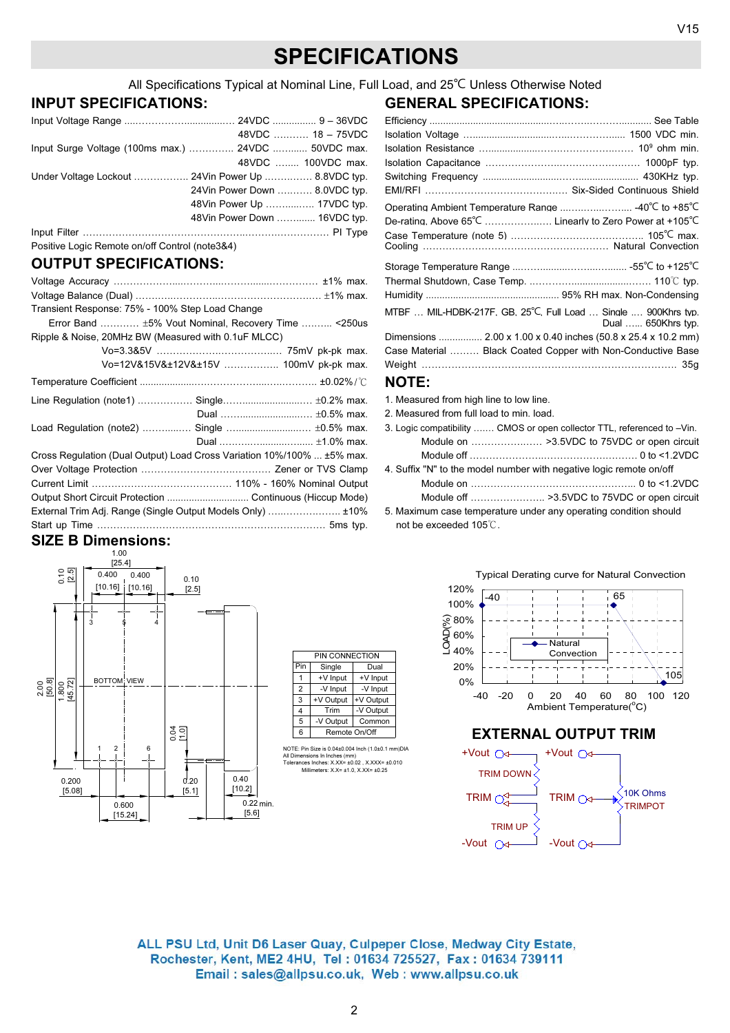# SPECIFICATIONS

All Specifications Typical at Nominal Line, Full Load, and 25℃ Unless Otherwise Noted

## INPUT SPECIFICATIONS:

Input Voltage Range ........ 24VDC ........ 9 – 36VDC
48VDC ........ 18 – 75VDC

Input Surge Voltage (100ms max.) ........ 24VDC ........ 50VDC max.
48VDC ........ 100VDC max.

Under Voltage Lockout ........ 24Vin Power Up ........ 8.8VDC typ.
24Vin Power Down ........ 8.0VDC typ.
48Vin Power Up ........ 17VDC typ.
48Vin Power Down ........ 16VDC typ.

Input Filter ........ PI Type

Positive Logic Remote on/off Control (note3&4)

## OUTPUT SPECIFICATIONS:

Voltage Accuracy ........ ±1% max.

Voltage Balance (Dual) ........ ±1% max.

Transient Response: 75% - 100% Step Load Change
Error Band ........ ±5% Vout Nominal, Recovery Time ........ <250us

Ripple & Noise, 20MHz BW (Measured with 0.1uF MLCC)
Vo=3.3&5V ........ 75mV pk-pk max.
Vo=12V&15V&±12V&±15V ........ 100mV pk-pk max.

Temperature Coefficient ........ ±0.02%/℃

Line Regulation (note1) ........ Single ........ ±0.2% max.
Dual ........ ±0.5% max.

Load Regulation (note2) ........ Single ........ ±0.5% max.
Dual ........ ±1.0% max.

Cross Regulation (Dual Output) Load Cross Variation 10%/100% ... ±5% max.

Over Voltage Protection ........ Zener or TVS Clamp

Current Limit ........ 110% - 160% Nominal Output

Output Short Circuit Protection ........ Continuous (Hiccup Mode)

External Trim Adj. Range (Single Output Models Only) ........ ±10%

Start up Time ........ 5ms typ.

## GENERAL SPECIFICATIONS:

Efficiency ........ See Table

Isolation Voltage ........ 1500 VDC min.

Isolation Resistance ........ $10^9$ ohm min.

Isolation Capacitance ........ 1000pF typ.

Switching Frequency ........ 430KHz typ.

EMI/RFI ........ Six-Sided Continuous Shield

Operating Ambient Temperature Range ........ -40℃ to +85℃

De-rating, Above 65℃ ........ Linearly to Zero Power at +105℃

Case Temperature (note 5) ........ 105℃ max.

Cooling ........ Natural Convection

Storage Temperature Range ........ -55℃ to +125℃

Thermal Shutdown, Case Temp. ........ 110℃ typ.

Humidity ........ 95% RH max. Non-Condensing

MTBF ... MIL-HDBK-217F, GB, 25℃, Full Load ... Single .... 900Khrs typ.
Dual ...... 650Khrs typ.

Dimensions ........ 2.00 x 1.00 x 0.40 inches (50.8 x 25.4 x 10.2 mm)

Case Material ........ Black Coated Copper with Non-Conductive Base

Weight ........ 35g

## NOTE:

1. Measured from high line to low line.
2. Measured from full load to min. load.
3. Logic compatibility ....... CMOS or open collector TTL, referenced to –Vin.
   Module on ........ >3.5VDC to 75VDC or open circuit
   Module off ........ 0 to <1.2VDC
4. Suffix "N" to the model number with negative logic remote on/off
   Module on ........ 0 to <1.2VDC
   Module off ........ >3.5VDC to 75VDC or open circuit
5. Maximum case temperature under any operating condition should not be exceeded 105℃.

## SIZE B Dimensions:

1.00 [25.4]
0.10 [2.5]
0.400 [10.16]
0.400 [10.16]
0.10 [2.5]
3 5 4
BOTTOM VIEW
2.00 [50.8]
1.800 [45.72]
0.04 [1.0]
1 2 6
0.200 [5.08]
0.20 [5.1]
0.40 [10.2]
0.600 [15.24]
0.22 min. [5.6]

| PIN CONNECTION | | |
|---|---|---|
| Pin | Single | Dual |
| 1 | +V Input | +V Input |
| 2 | -V Input | -V Input |
| 3 | +V Output | +V Output |
| 4 | Trim | -V Output |
| 5 | -V Output | Common |
| 6 | Remote On/Off | |

NOTE: Pin Size is 0.04±0.004 Inch (1.0±0.1 mm)DIA
All Dimensions In Inches (mm)
Tolerances Inches: X.XX= ±0.02 , X.XXX= ±0.010
Millimeters: X.X= ±1.0, X.XX= ±0.25

Typical Derating curve for Natural Convection

120%
100%
80%
60%
40%
20%
0%
LOAD(%)
-40
65
105
Natural Convection
-40 -20 0 20 40 60 80 100 120
Ambient Temperature(℃)

## EXTERNAL OUTPUT TRIM

+Vout
TRIM DOWN
TRIM
TRIM UP
-Vout

+Vout
TRIM
10K Ohms TRIMPOT
-Vout

ALL PSU Ltd, Unit D6 Laser Quay, Culpeper Close, Medway City Estate,
Rochester, Kent, ME2 4HU, Tel : 01634 725527, Fax : 01634 739111
Email : sales@allpsu.co.uk, Web : www.allpsu.co.uk